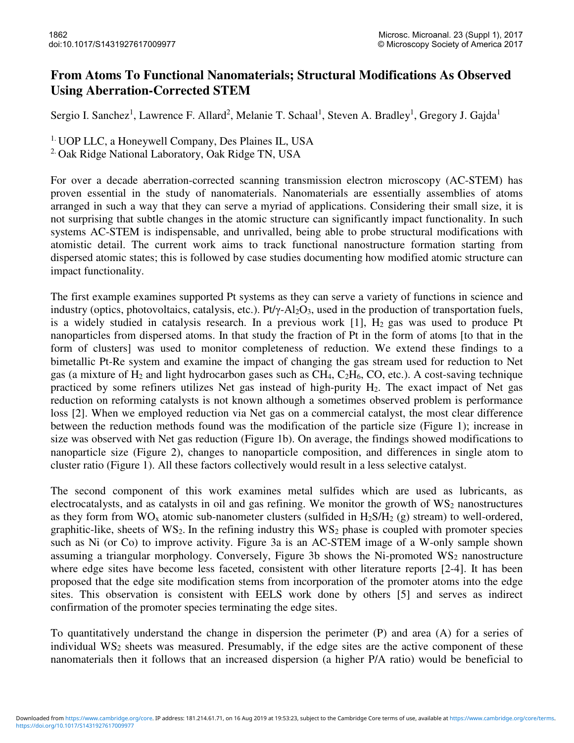# From Atoms To Functional Nanomaterials; Structural Modifications As Observed Using Aberration-Corrected STEM

Sergio I. Sanchez[1], Lawrence F. Allard[2], Melanie T. Schaal[1], Steven A. Bradley[1], Gregory J. Gajda[1]

[1.] UOP LLC, a Honeywell Company, Des Plaines IL, USA
[2.] Oak Ridge National Laboratory, Oak Ridge TN, USA

For over a decade aberration-corrected scanning transmission electron microscopy (AC-STEM) has proven essential in the study of nanomaterials. Nanomaterials are essentially assemblies of atoms arranged in such a way that they can serve a myriad of applications. Considering their small size, it is not surprising that subtle changes in the atomic structure can significantly impact functionality. In such systems AC-STEM is indispensable, and unrivalled, being able to probe structural modifications with atomistic detail. The current work aims to track functional nanostructure formation starting from dispersed atomic states; this is followed by case studies documenting how modified atomic structure can impact functionality.

The first example examines supported Pt systems as they can serve a variety of functions in science and industry (optics, photovoltaics, catalysis, etc.). Pt/$\gamma$-$Al_2O_3$, used in the production of transportation fuels, is a widely studied in catalysis research. In a previous work [1], $H_2$ gas was used to produce Pt nanoparticles from dispersed atoms. In that study the fraction of Pt in the form of atoms [to that in the form of clusters] was used to monitor completeness of reduction. We extend these findings to a bimetallic Pt-Re system and examine the impact of changing the gas stream used for reduction to Net gas (a mixture of $H_2$ and light hydrocarbon gases such as $CH_4$, $C_2H_6$, CO, etc.). A cost-saving technique practiced by some refiners utilizes Net gas instead of high-purity $H_2$. The exact impact of Net gas reduction on reforming catalysts is not known although a sometimes observed problem is performance loss [2]. When we employed reduction via Net gas on a commercial catalyst, the most clear difference between the reduction methods found was the modification of the particle size (Figure 1); increase in size was observed with Net gas reduction (Figure 1b). On average, the findings showed modifications to nanoparticle size (Figure 2), changes to nanoparticle composition, and differences in single atom to cluster ratio (Figure 1). All these factors collectively would result in a less selective catalyst.

The second component of this work examines metal sulfides which are used as lubricants, as electrocatalysts, and as catalysts in oil and gas refining. We monitor the growth of $WS_2$ nanostructures as they form from $WO_x$ atomic sub-nanometer clusters (sulfided in $H_2S/H_2$ (g) stream) to well-ordered, graphitic-like, sheets of $WS_2$. In the refining industry this $WS_2$ phase is coupled with promoter species such as Ni (or Co) to improve activity. Figure 3a is an AC-STEM image of a W-only sample shown assuming a triangular morphology. Conversely, Figure 3b shows the Ni-promoted $WS_2$ nanostructure where edge sites have become less faceted, consistent with other literature reports [2-4]. It has been proposed that the edge site modification stems from incorporation of the promoter atoms into the edge sites. This observation is consistent with EELS work done by others [5] and serves as indirect confirmation of the promoter species terminating the edge sites.

To quantitatively understand the change in dispersion the perimeter (P) and area (A) for a series of individual $WS_2$ sheets was measured. Presumably, if the edge sites are the active component of these nanomaterials then it follows that an increased dispersion (a higher P/A ratio) would be beneficial to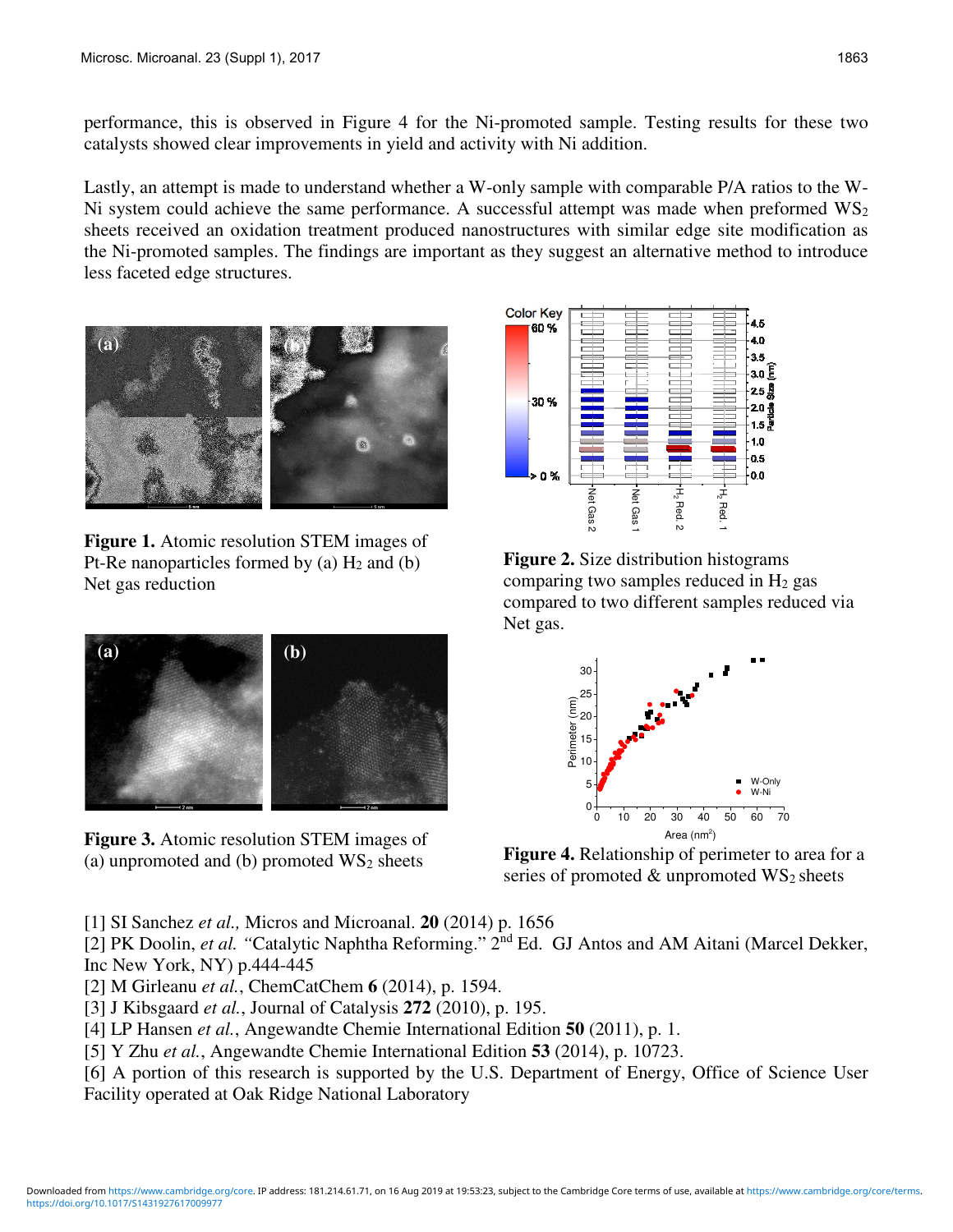performance, this is observed in Figure 4 for the Ni-promoted sample. Testing results for these two catalysts showed clear improvements in yield and activity with Ni addition.

Lastly, an attempt is made to understand whether a W-only sample with comparable P/A ratios to the W-Ni system could achieve the same performance. A successful attempt was made when preformed $WS_2$ sheets received an oxidation treatment produced nanostructures with similar edge site modification as the Ni-promoted samples. The findings are important as they suggest an alternative method to introduce less faceted edge structures.

(a) (b)

**Figure 1.** Atomic resolution STEM images of Pt-Re nanoparticles formed by (a) $H_2$ and (b) Net gas reduction

Color Key
60 %
30 %
> 0 %
Net Gas 2
Net Gas 1
$H_2$ Red. 2
$H_2$ Red. 1
Particle Size (nm)
4.5
4.0
3.5
3.0
2.5
2.0
1.5
1.0
0.5
0.0

**Figure 2.** Size distribution histograms comparing two samples reduced in $H_2$ gas compared to two different samples reduced via Net gas.

(a) (b)

**Figure 3.** Atomic resolution STEM images of (a) unpromoted and (b) promoted $WS_2$ sheets

Perimeter (nm)
Area (nm$^2$)
W-Only
W-Ni

**Figure 4.** Relationship of perimeter to area for a series of promoted & unpromoted $WS_2$ sheets

[1] SI Sanchez *et al.,* Micros and Microanal. **20** (2014) p. 1656
[2] PK Doolin, *et al.* "Catalytic Naphtha Reforming." 2nd Ed. GJ Antos and AM Aitani (Marcel Dekker, Inc New York, NY) p.444-445
[2] M Girleanu *et al.*, ChemCatChem **6** (2014), p. 1594.
[3] J Kibsgaard *et al.*, Journal of Catalysis **272** (2010), p. 195.
[4] LP Hansen *et al.*, Angewandte Chemie International Edition **50** (2011), p. 1.
[5] Y Zhu *et al.*, Angewandte Chemie International Edition **53** (2014), p. 10723.
[6] A portion of this research is supported by the U.S. Department of Energy, Office of Science User Facility operated at Oak Ridge National Laboratory